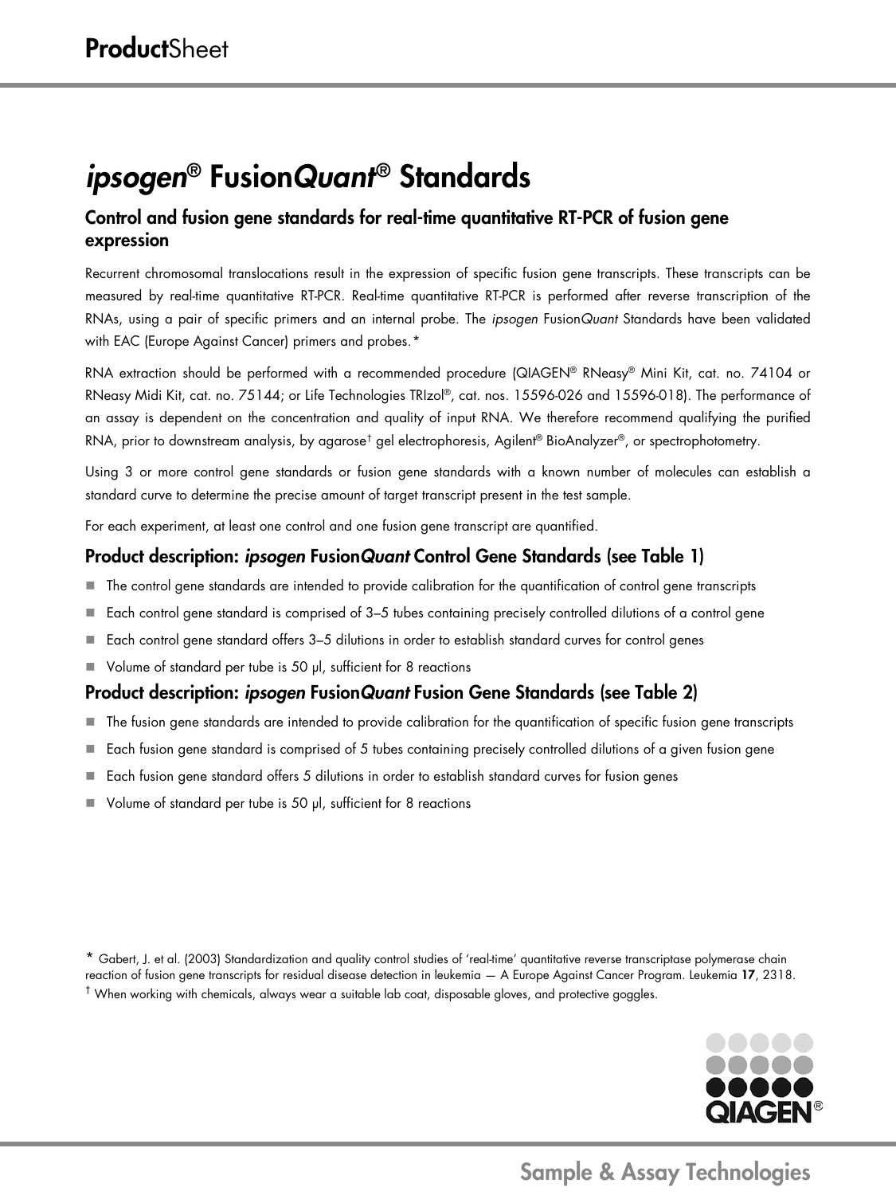# *ipsogen*® Fusion*Quant*® Standards

## Control and fusion gene standards for real-time quantitative RT-PCR of fusion gene expression

Recurrent chromosomal translocations result in the expression of specific fusion gene transcripts. These transcripts can be measured by real-time quantitative RT-PCR. Real-time quantitative RT-PCR is performed after reverse transcription of the RNAs, using a pair of specific primers and an internal probe. The *ipsogen* Fusion*Quant* Standards have been validated with EAC (Europe Against Cancer) primers and probes.*

RNA extraction should be performed with a recommended procedure (QIAGEN® RNeasy® Mini Kit, cat. no. 74104 or RNeasy Midi Kit, cat. no. 75144; or Life Technologies TRIzol®, cat. nos. 15596-026 and 15596-018). The performance of an assay is dependent on the concentration and quality of input RNA. We therefore recommend qualifying the purified RNA, prior to downstream analysis, by agarose† gel electrophoresis, Agilent® BioAnalyzer®, or spectrophotometry.

Using 3 or more control gene standards or fusion gene standards with a known number of molecules can establish a standard curve to determine the precise amount of target transcript present in the test sample.

For each experiment, at least one control and one fusion gene transcript are quantified.

### Product description: *ipsogen* Fusion*Quant* Control Gene Standards (see Table 1)

- The control gene standards are intended to provide calibration for the quantification of control gene transcripts
- Each control gene standard is comprised of 3–5 tubes containing precisely controlled dilutions of a control gene
- Each control gene standard offers 3–5 dilutions in order to establish standard curves for control genes
- Volume of standard per tube is 50 µl, sufficient for 8 reactions

### Product description: *ipsogen* Fusion*Quant* Fusion Gene Standards (see Table 2)

- The fusion gene standards are intended to provide calibration for the quantification of specific fusion gene transcripts
- Each fusion gene standard is comprised of 5 tubes containing precisely controlled dilutions of a given fusion gene
- Each fusion gene standard offers 5 dilutions in order to establish standard curves for fusion genes
- Volume of standard per tube is 50 µl, sufficient for 8 reactions

\* Gabert, J. et al. (2003) Standardization and quality control studies of 'real-time' quantitative reverse transcriptase polymerase chain reaction of fusion gene transcripts for residual disease detection in leukemia — A Europe Against Cancer Program. Leukemia **17**, 2318.

† When working with chemicals, always wear a suitable lab coat, disposable gloves, and protective goggles.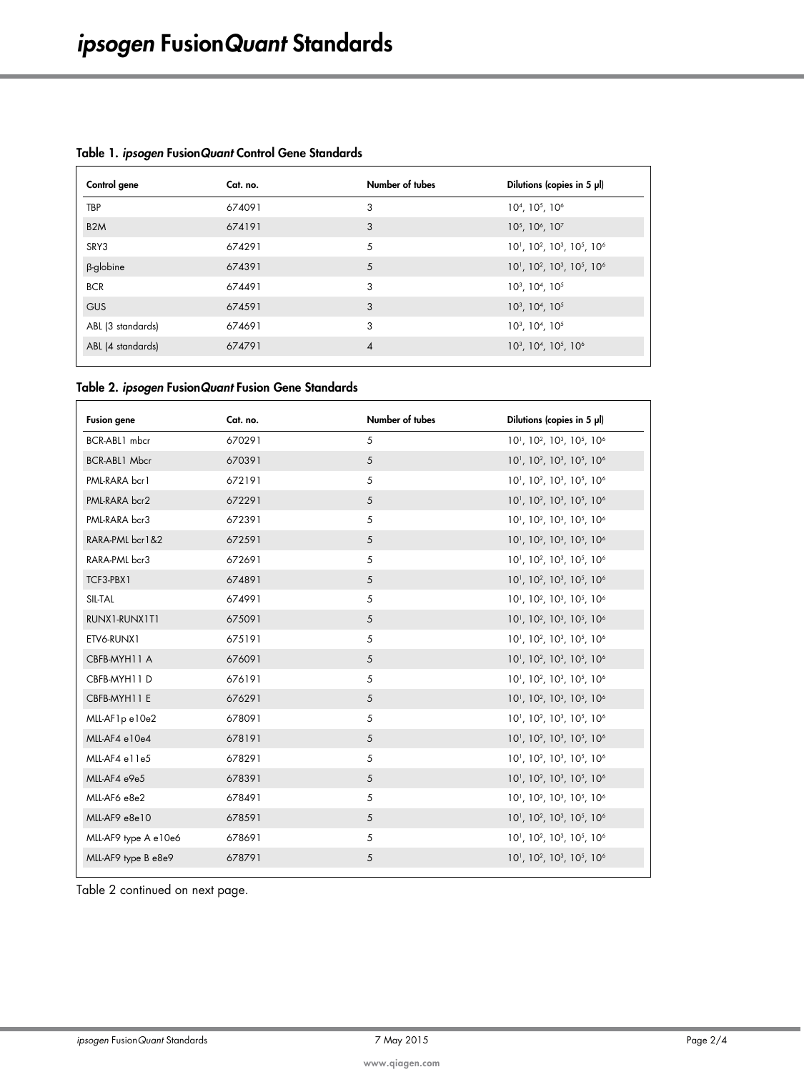# *ipsogen* Fusion*Quant* Standards

**Table 1. *ipsogen* Fusion*Quant* Control Gene Standards**

| Control gene | Cat. no. | Number of tubes | Dilutions (copies in 5 µl) |
|---|---|---|---|
| TBP | 674091 | 3 | $10^4$, $10^5$, $10^6$ |
| B2M | 674191 | 3 | $10^5$, $10^6$, $10^7$ |
| SRY3 | 674291 | 5 | $10^1$, $10^2$, $10^3$, $10^5$, $10^6$ |
| β-globine | 674391 | 5 | $10^1$, $10^2$, $10^3$, $10^5$, $10^6$ |
| BCR | 674491 | 3 | $10^3$, $10^4$, $10^5$ |
| GUS | 674591 | 3 | $10^3$, $10^4$, $10^5$ |
| ABL (3 standards) | 674691 | 3 | $10^3$, $10^4$, $10^5$ |
| ABL (4 standards) | 674791 | 4 | $10^3$, $10^4$, $10^5$, $10^6$ |

**Table 2. *ipsogen* Fusion*Quant* Fusion Gene Standards**

| Fusion gene | Cat. no. | Number of tubes | Dilutions (copies in 5 µl) |
|---|---|---|---|
| BCR-ABL1 mbcr | 670291 | 5 | $10^1$, $10^2$, $10^3$, $10^5$, $10^6$ |
| BCR-ABL1 Mbcr | 670391 | 5 | $10^1$, $10^2$, $10^3$, $10^5$, $10^6$ |
| PML-RARA bcr1 | 672191 | 5 | $10^1$, $10^2$, $10^3$, $10^5$, $10^6$ |
| PML-RARA bcr2 | 672291 | 5 | $10^1$, $10^2$, $10^3$, $10^5$, $10^6$ |
| PML-RARA bcr3 | 672391 | 5 | $10^1$, $10^2$, $10^3$, $10^5$, $10^6$ |
| RARA-PML bcr1&2 | 672591 | 5 | $10^1$, $10^2$, $10^3$, $10^5$, $10^6$ |
| RARA-PML bcr3 | 672691 | 5 | $10^1$, $10^2$, $10^3$, $10^5$, $10^6$ |
| TCF3-PBX1 | 674891 | 5 | $10^1$, $10^2$, $10^3$, $10^5$, $10^6$ |
| SIL-TAL | 674991 | 5 | $10^1$, $10^2$, $10^3$, $10^5$, $10^6$ |
| RUNX1-RUNX1T1 | 675091 | 5 | $10^1$, $10^2$, $10^3$, $10^5$, $10^6$ |
| ETV6-RUNX1 | 675191 | 5 | $10^1$, $10^2$, $10^3$, $10^5$, $10^6$ |
| CBFB-MYH11 A | 676091 | 5 | $10^1$, $10^2$, $10^3$, $10^5$, $10^6$ |
| CBFB-MYH11 D | 676191 | 5 | $10^1$, $10^2$, $10^3$, $10^5$, $10^6$ |
| CBFB-MYH11 E | 676291 | 5 | $10^1$, $10^2$, $10^3$, $10^5$, $10^6$ |
| MLL-AF1p e10e2 | 678091 | 5 | $10^1$, $10^2$, $10^3$, $10^5$, $10^6$ |
| MLL-AF4 e10e4 | 678191 | 5 | $10^1$, $10^2$, $10^3$, $10^5$, $10^6$ |
| MLL-AF4 e11e5 | 678291 | 5 | $10^1$, $10^2$, $10^3$, $10^5$, $10^6$ |
| MLL-AF4 e9e5 | 678391 | 5 | $10^1$, $10^2$, $10^3$, $10^5$, $10^6$ |
| MLL-AF6 e8e2 | 678491 | 5 | $10^1$, $10^2$, $10^3$, $10^5$, $10^6$ |
| MLL-AF9 e8e10 | 678591 | 5 | $10^1$, $10^2$, $10^3$, $10^5$, $10^6$ |
| MLL-AF9 type A e10e6 | 678691 | 5 | $10^1$, $10^2$, $10^3$, $10^5$, $10^6$ |
| MLL-AF9 type B e8e9 | 678791 | 5 | $10^1$, $10^2$, $10^3$, $10^5$, $10^6$ |

Table 2 continued on next page.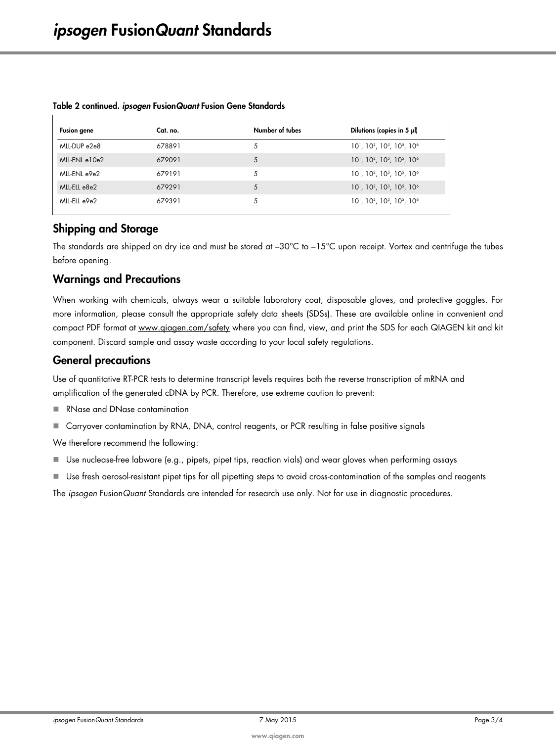**Table 2 continued. *ipsogen* Fusion*Quant* Fusion Gene Standards**

| Fusion gene | Cat. no. | Number of tubes | Dilutions (copies in 5 µl) |
|---|---|---|---|
| MLL-DUP e2e8 | 678891 | 5 | $10^1$, $10^2$, $10^3$, $10^5$, $10^6$ |
| MLL-ENL e10e2 | 679091 | 5 | $10^1$, $10^2$, $10^3$, $10^5$, $10^6$ |
| MLL-ENL e9e2 | 679191 | 5 | $10^1$, $10^2$, $10^3$, $10^5$, $10^6$ |
| MLL-ELL e8e2 | 679291 | 5 | $10^1$, $10^2$, $10^3$, $10^5$, $10^6$ |
| MLL-ELL e9e2 | 679391 | 5 | $10^1$, $10^2$, $10^3$, $10^5$, $10^6$ |

## Shipping and Storage

The standards are shipped on dry ice and must be stored at –30°C to –15°C upon receipt. Vortex and centrifuge the tubes before opening.

## Warnings and Precautions

When working with chemicals, always wear a suitable laboratory coat, disposable gloves, and protective goggles. For more information, please consult the appropriate safety data sheets (SDSs). These are available online in convenient and compact PDF format at www.qiagen.com/safety where you can find, view, and print the SDS for each QIAGEN kit and kit component. Discard sample and assay waste according to your local safety regulations.

## General precautions

Use of quantitative RT-PCR tests to determine transcript levels requires both the reverse transcription of mRNA and amplification of the generated cDNA by PCR. Therefore, use extreme caution to prevent:

- RNase and DNase contamination
- Carryover contamination by RNA, DNA, control reagents, or PCR resulting in false positive signals

We therefore recommend the following:

- Use nuclease-free labware (e.g., pipets, pipet tips, reaction vials) and wear gloves when performing assays
- Use fresh aerosol-resistant pipet tips for all pipetting steps to avoid cross-contamination of the samples and reagents

The *ipsogen* Fusion*Quant* Standards are intended for research use only. Not for use in diagnostic procedures.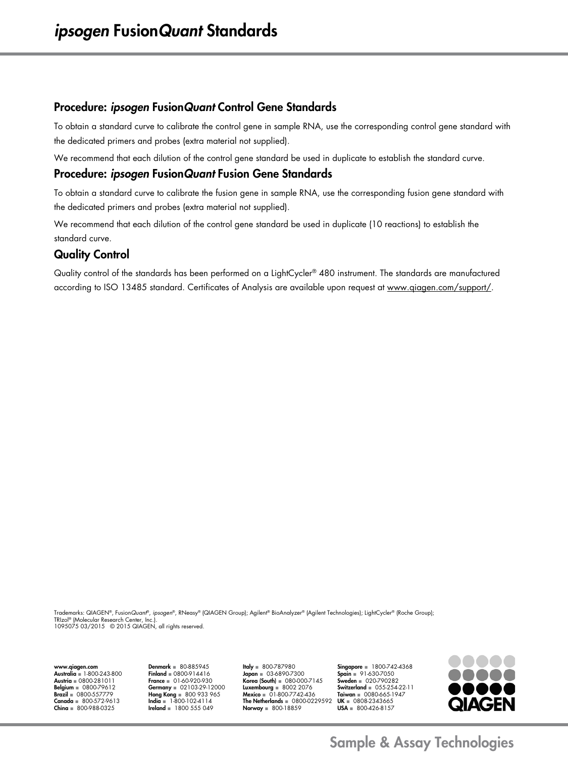## Procedure: *ipsogen* Fusion*Quant* Control Gene Standards

To obtain a standard curve to calibrate the control gene in sample RNA, use the corresponding control gene standard with the dedicated primers and probes (extra material not supplied).

We recommend that each dilution of the control gene standard be used in duplicate to establish the standard curve.

## Procedure: *ipsogen* Fusion*Quant* Fusion Gene Standards

To obtain a standard curve to calibrate the fusion gene in sample RNA, use the corresponding fusion gene standard with the dedicated primers and probes (extra material not supplied).

We recommend that each dilution of the control gene standard be used in duplicate (10 reactions) to establish the standard curve.

## Quality Control

Quality control of the standards has been performed on a LightCycler® 480 instrument. The standards are manufactured according to ISO 13485 standard. Certificates of Analysis are available upon request at www.qiagen.com/support/.

Trademarks: QIAGEN®, Fusion*Quant*®, *ipsogen*®, RNeasy® (QIAGEN Group); Agilent® BioAnalyzer® (Agilent Technologies); LightCycler® (Roche Group); TRIzol® (Molecular Research Center, Inc.).
1095075 03/2015 © 2015 QIAGEN, all rights reserved.

**www.qiagen.com**
**Australia** ■ 1-800-243-800
**Austria** ■ 0800-281011
**Belgium** ■ 0800-79612
**Brazil** ■ 0800-557779
**Canada** ■ 800-572-9613
**China** ■ 800-988-0325
**Denmark** ■ 80-885945
**Finland** ■ 0800-914416
**France** ■ 01-60-920-930
**Germany** ■ 02103-29-12000
**Hong Kong** ■ 800 933 965
**India** ■ 1-800-102-4114
**Ireland** ■ 1800 555 049
**Italy** ■ 800-787980
**Japan** ■ 03-6890-7300
**Korea (South)** ■ 080-000-7145
**Luxembourg** ■ 8002 2076
**Mexico** ■ 01-800-7742-436
**The Netherlands** ■ 0800-0229592
**Norway** ■ 800-18859
**Singapore** ■ 1800-742-4368
**Spain** ■ 91-630-7050
**Sweden** ■ 020-790282
**Switzerland** ■ 055-254-22-11
**Taiwan** ■ 0080-665-1947
**UK** ■ 0808-2343665
**USA** ■ 800-426-8157

QIAGEN

Sample & Assay Technologies